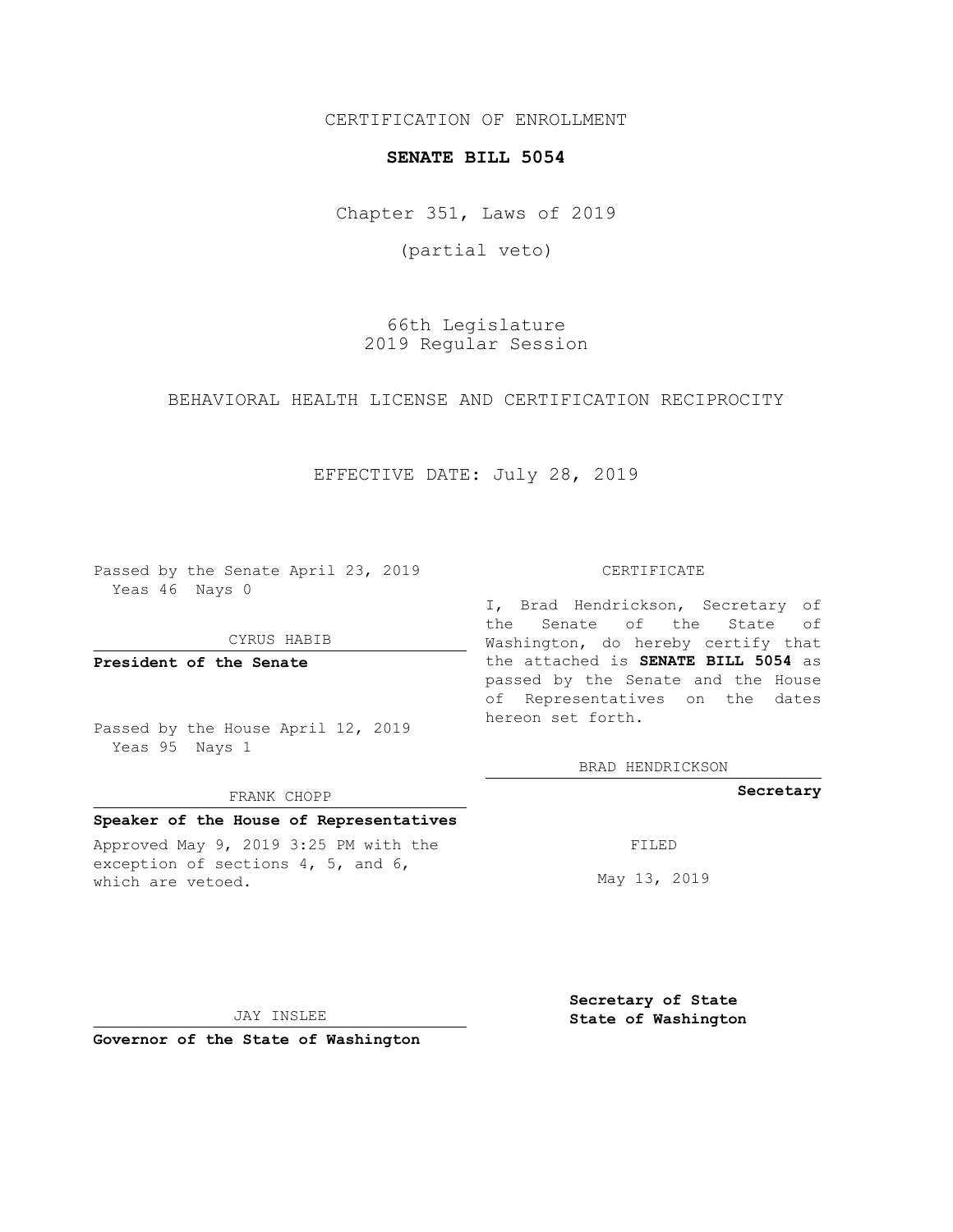CERTIFICATION OF ENROLLMENT

**SENATE BILL 5054**

Chapter 351, Laws of 2019

(partial veto)

66th Legislature
2019 Regular Session

BEHAVIORAL HEALTH LICENSE AND CERTIFICATION RECIPROCITY

EFFECTIVE DATE: July 28, 2019

Passed by the Senate April 23, 2019
Yeas 46 Nays 0

CYRUS HABIB

**President of the Senate**

Passed by the House April 12, 2019
Yeas 95 Nays 1

FRANK CHOPP

**Speaker of the House of Representatives**

Approved May 9, 2019 3:25 PM with the exception of sections 4, 5, and 6, which are vetoed.

JAY INSLEE

**Governor of the State of Washington**

CERTIFICATE

I, Brad Hendrickson, Secretary of the Senate of the State of Washington, do hereby certify that the attached is **SENATE BILL 5054** as passed by the Senate and the House of Representatives on the dates hereon set forth.

BRAD HENDRICKSON

**Secretary**

FILED

May 13, 2019

**Secretary of State**
**State of Washington**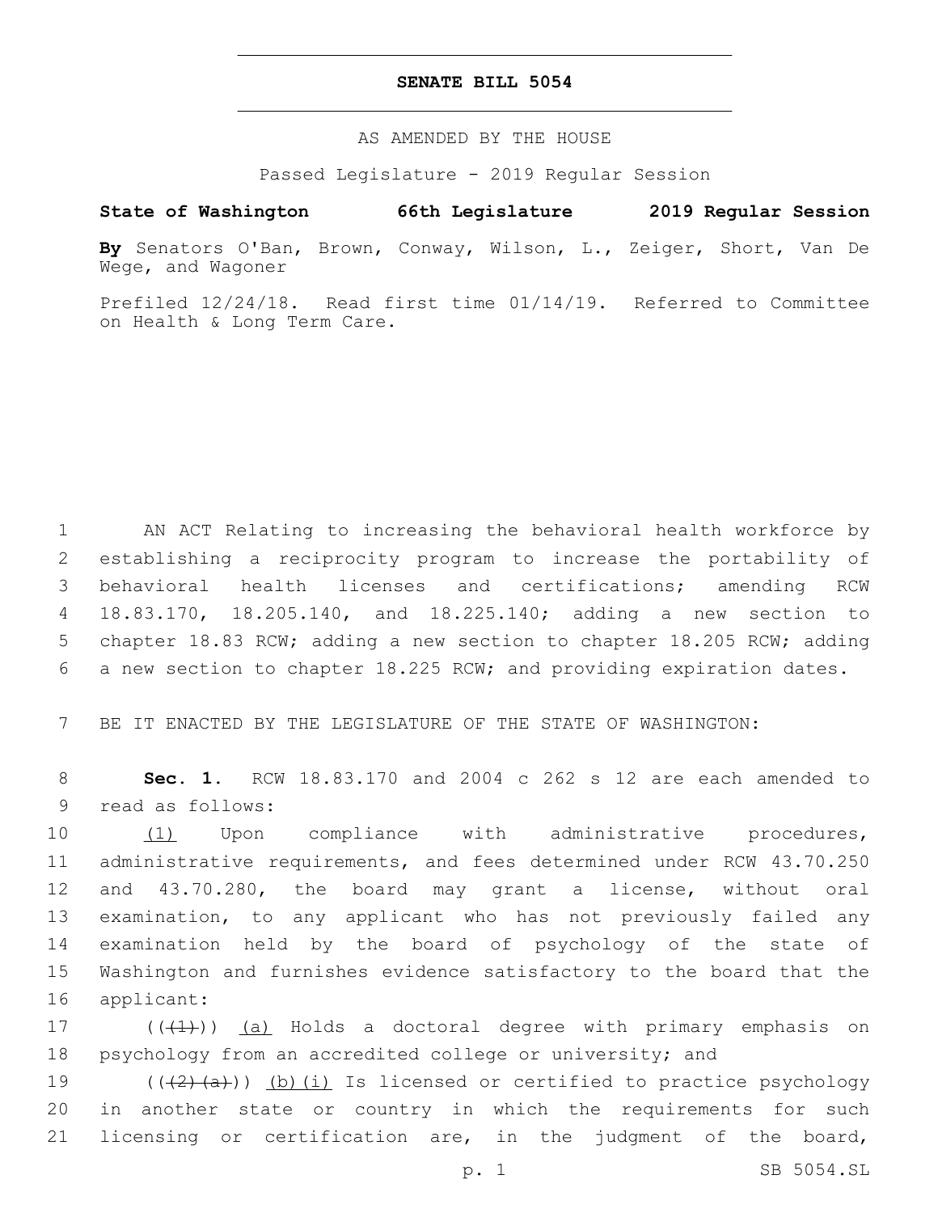# SENATE BILL 5054

AS AMENDED BY THE HOUSE

Passed Legislature - 2019 Regular Session

**State of Washington 66th Legislature 2019 Regular Session**

**By** Senators O'Ban, Brown, Conway, Wilson, L., Zeiger, Short, Van De Wege, and Wagoner

Prefiled 12/24/18. Read first time 01/14/19. Referred to Committee on Health & Long Term Care.

AN ACT Relating to increasing the behavioral health workforce by establishing a reciprocity program to increase the portability of behavioral health licenses and certifications; amending RCW 18.83.170, 18.205.140, and 18.225.140; adding a new section to chapter 18.83 RCW; adding a new section to chapter 18.205 RCW; adding a new section to chapter 18.225 RCW; and providing expiration dates.

BE IT ENACTED BY THE LEGISLATURE OF THE STATE OF WASHINGTON:

**Sec. 1.** RCW 18.83.170 and 2004 c 262 s 12 are each amended to read as follows:

(1) Upon compliance with administrative procedures, administrative requirements, and fees determined under RCW 43.70.250 and 43.70.280, the board may grant a license, without oral examination, to any applicant who has not previously failed any examination held by the board of psychology of the state of Washington and furnishes evidence satisfactory to the board that the applicant:

(((1))) (a) Holds a doctoral degree with primary emphasis on psychology from an accredited college or university; and

(((2)(a))) (b)(i) Is licensed or certified to practice psychology in another state or country in which the requirements for such licensing or certification are, in the judgment of the board,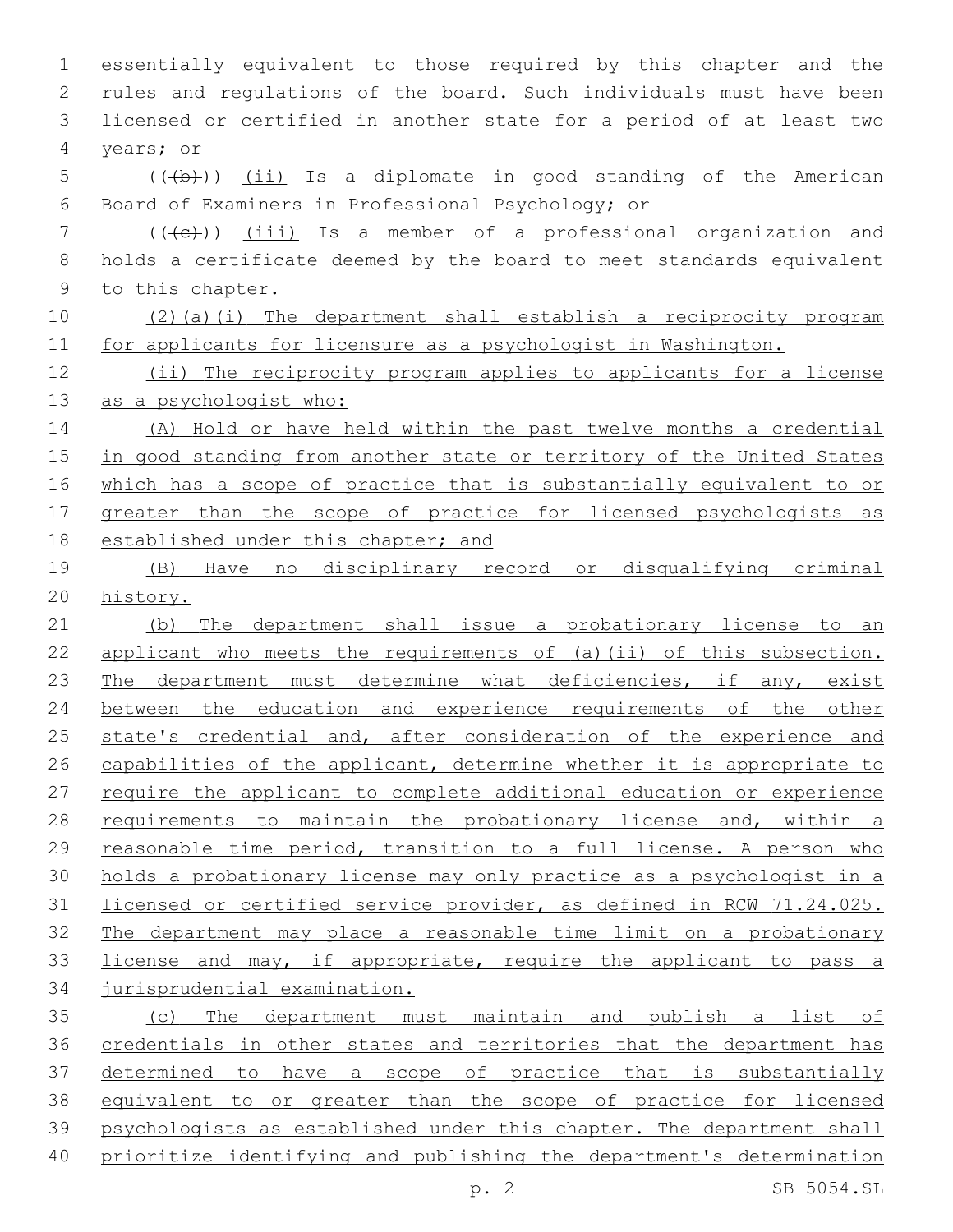essentially equivalent to those required by this chapter and the rules and regulations of the board. Such individuals must have been licensed or certified in another state for a period of at least two years; or

(((b))) (ii) Is a diplomate in good standing of the American Board of Examiners in Professional Psychology; or

(((c))) (iii) Is a member of a professional organization and holds a certificate deemed by the board to meet standards equivalent to this chapter.

(2)(a)(i) The department shall establish a reciprocity program for applicants for licensure as a psychologist in Washington.

(ii) The reciprocity program applies to applicants for a license as a psychologist who:

(A) Hold or have held within the past twelve months a credential in good standing from another state or territory of the United States which has a scope of practice that is substantially equivalent to or greater than the scope of practice for licensed psychologists as established under this chapter; and

(B) Have no disciplinary record or disqualifying criminal history.

(b) The department shall issue a probationary license to an applicant who meets the requirements of (a)(ii) of this subsection. The department must determine what deficiencies, if any, exist between the education and experience requirements of the other state's credential and, after consideration of the experience and capabilities of the applicant, determine whether it is appropriate to require the applicant to complete additional education or experience requirements to maintain the probationary license and, within a reasonable time period, transition to a full license. A person who holds a probationary license may only practice as a psychologist in a licensed or certified service provider, as defined in RCW 71.24.025. The department may place a reasonable time limit on a probationary license and may, if appropriate, require the applicant to pass a jurisprudential examination.

(c) The department must maintain and publish a list of credentials in other states and territories that the department has determined to have a scope of practice that is substantially equivalent to or greater than the scope of practice for licensed psychologists as established under this chapter. The department shall prioritize identifying and publishing the department's determination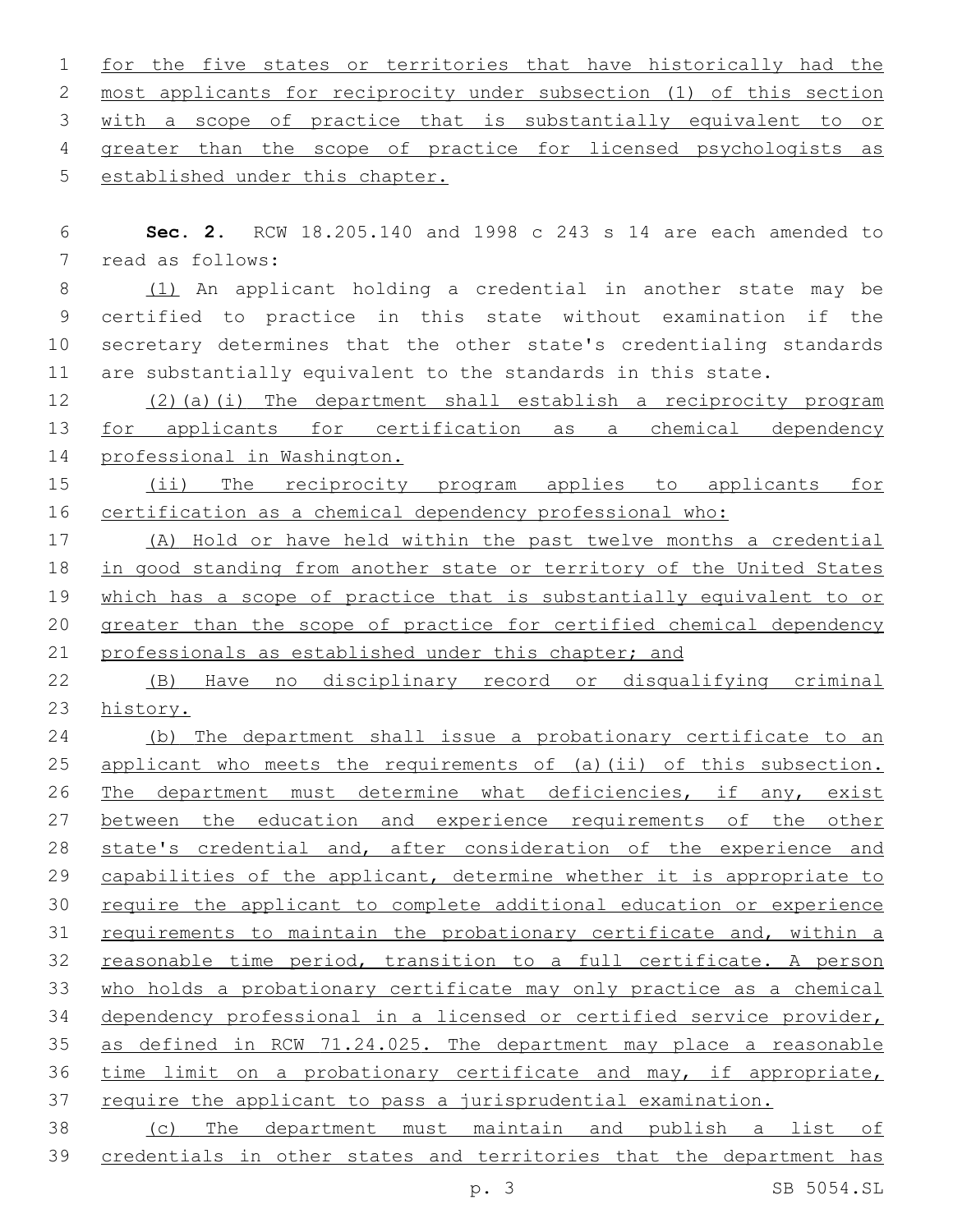for the five states or territories that have historically had the most applicants for reciprocity under subsection (1) of this section with a scope of practice that is substantially equivalent to or greater than the scope of practice for licensed psychologists as established under this chapter.

**Sec. 2.** RCW 18.205.140 and 1998 c 243 s 14 are each amended to read as follows:

(1) An applicant holding a credential in another state may be certified to practice in this state without examination if the secretary determines that the other state's credentialing standards are substantially equivalent to the standards in this state.

(2)(a)(i) The department shall establish a reciprocity program for applicants for certification as a chemical dependency professional in Washington.

(ii) The reciprocity program applies to applicants for certification as a chemical dependency professional who:

(A) Hold or have held within the past twelve months a credential in good standing from another state or territory of the United States which has a scope of practice that is substantially equivalent to or greater than the scope of practice for certified chemical dependency professionals as established under this chapter; and

(B) Have no disciplinary record or disqualifying criminal history.

(b) The department shall issue a probationary certificate to an applicant who meets the requirements of (a)(ii) of this subsection. The department must determine what deficiencies, if any, exist between the education and experience requirements of the other state's credential and, after consideration of the experience and capabilities of the applicant, determine whether it is appropriate to require the applicant to complete additional education or experience requirements to maintain the probationary certificate and, within a reasonable time period, transition to a full certificate. A person who holds a probationary certificate may only practice as a chemical dependency professional in a licensed or certified service provider, as defined in RCW 71.24.025. The department may place a reasonable time limit on a probationary certificate and may, if appropriate, require the applicant to pass a jurisprudential examination.

(c) The department must maintain and publish a list of credentials in other states and territories that the department has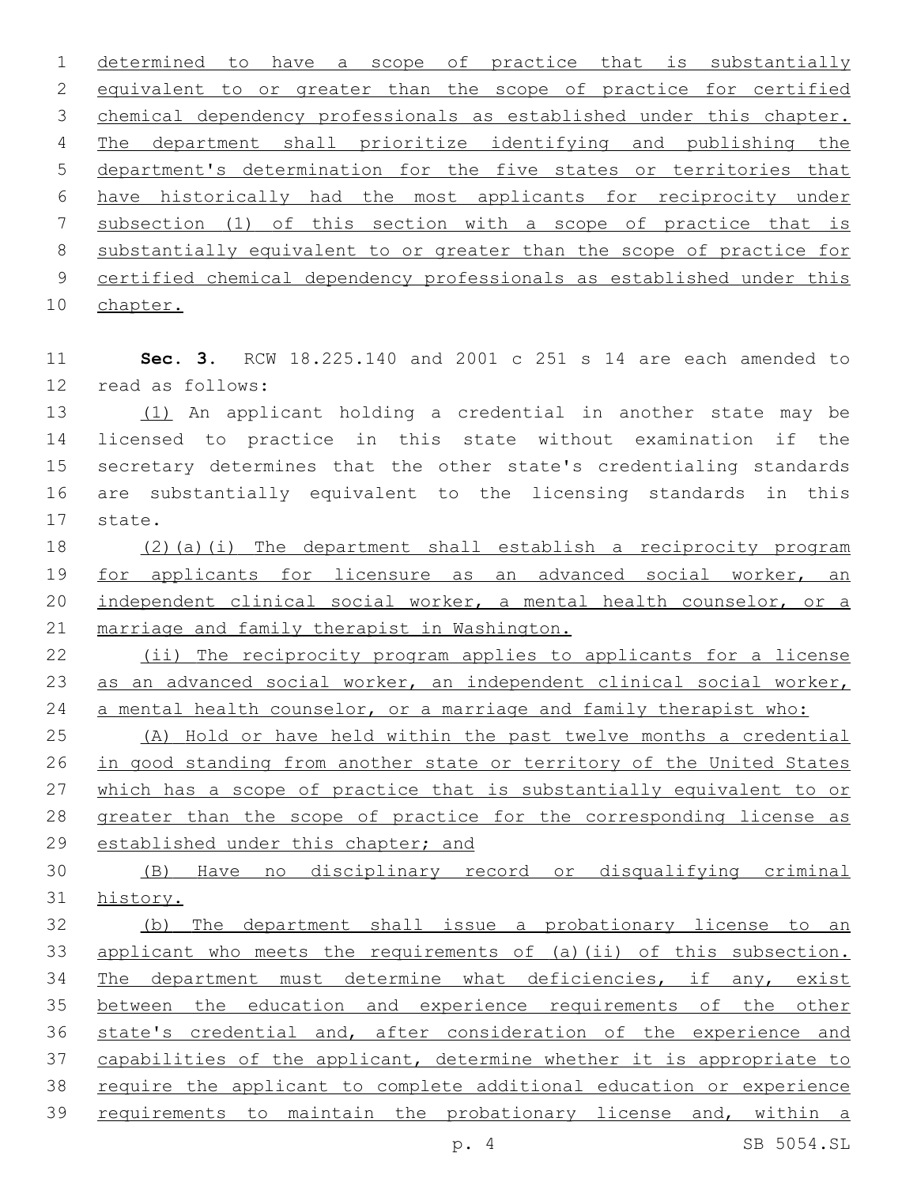determined to have a scope of practice that is substantially equivalent to or greater than the scope of practice for certified chemical dependency professionals as established under this chapter. The department shall prioritize identifying and publishing the department's determination for the five states or territories that have historically had the most applicants for reciprocity under subsection (1) of this section with a scope of practice that is substantially equivalent to or greater than the scope of practice for certified chemical dependency professionals as established under this chapter.

**Sec. 3.** RCW 18.225.140 and 2001 c 251 s 14 are each amended to read as follows:

(1) An applicant holding a credential in another state may be licensed to practice in this state without examination if the secretary determines that the other state's credentialing standards are substantially equivalent to the licensing standards in this state.

(2)(a)(i) The department shall establish a reciprocity program for applicants for licensure as an advanced social worker, an independent clinical social worker, a mental health counselor, or a marriage and family therapist in Washington.

(ii) The reciprocity program applies to applicants for a license as an advanced social worker, an independent clinical social worker, a mental health counselor, or a marriage and family therapist who:

(A) Hold or have held within the past twelve months a credential in good standing from another state or territory of the United States which has a scope of practice that is substantially equivalent to or greater than the scope of practice for the corresponding license as established under this chapter; and

(B) Have no disciplinary record or disqualifying criminal history.

(b) The department shall issue a probationary license to an applicant who meets the requirements of (a)(ii) of this subsection. The department must determine what deficiencies, if any, exist between the education and experience requirements of the other state's credential and, after consideration of the experience and capabilities of the applicant, determine whether it is appropriate to require the applicant to complete additional education or experience requirements to maintain the probationary license and, within a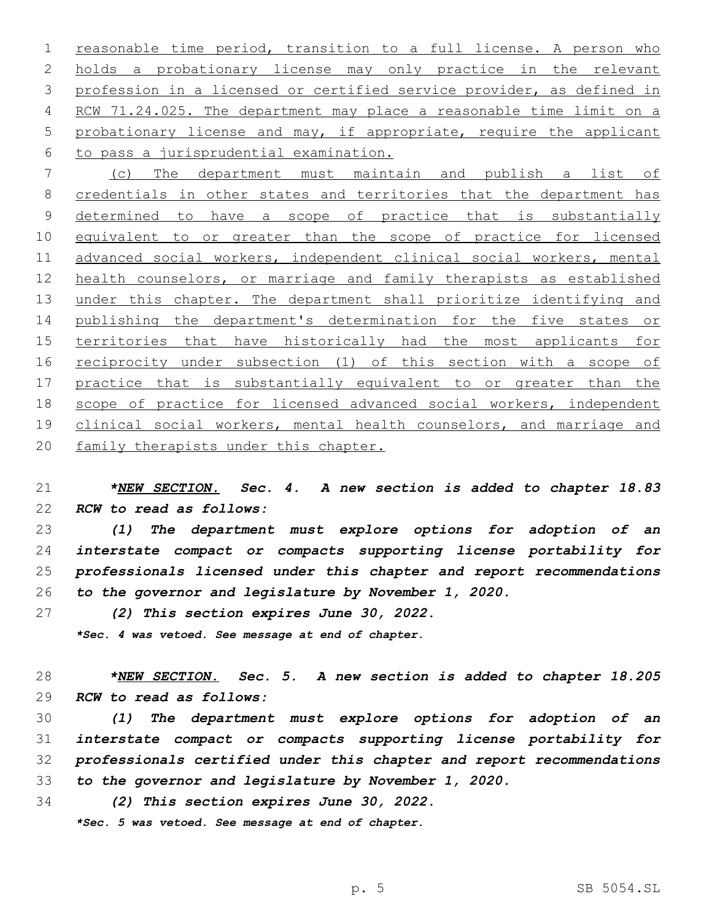reasonable time period, transition to a full license. A person who holds a probationary license may only practice in the relevant profession in a licensed or certified service provider, as defined in RCW 71.24.025. The department may place a reasonable time limit on a probationary license and may, if appropriate, require the applicant to pass a jurisprudential examination.

(c) The department must maintain and publish a list of credentials in other states and territories that the department has determined to have a scope of practice that is substantially equivalent to or greater than the scope of practice for licensed advanced social workers, independent clinical social workers, mental health counselors, or marriage and family therapists as established under this chapter. The department shall prioritize identifying and publishing the department's determination for the five states or territories that have historically had the most applicants for reciprocity under subsection (1) of this section with a scope of practice that is substantially equivalent to or greater than the scope of practice for licensed advanced social workers, independent clinical social workers, mental health counselors, and marriage and family therapists under this chapter.

***NEW SECTION. Sec. 4. A new section is added to chapter 18.83 RCW to read as follows:***

***(1) The department must explore options for adoption of an interstate compact or compacts supporting license portability for professionals licensed under this chapter and report recommendations to the governor and legislature by November 1, 2020.***

***(2) This section expires June 30, 2022.***

****Sec. 4 was vetoed. See message at end of chapter.***

***NEW SECTION. Sec. 5. A new section is added to chapter 18.205 RCW to read as follows:***

***(1) The department must explore options for adoption of an interstate compact or compacts supporting license portability for professionals certified under this chapter and report recommendations to the governor and legislature by November 1, 2020.***

***(2) This section expires June 30, 2022.***

****Sec. 5 was vetoed. See message at end of chapter.***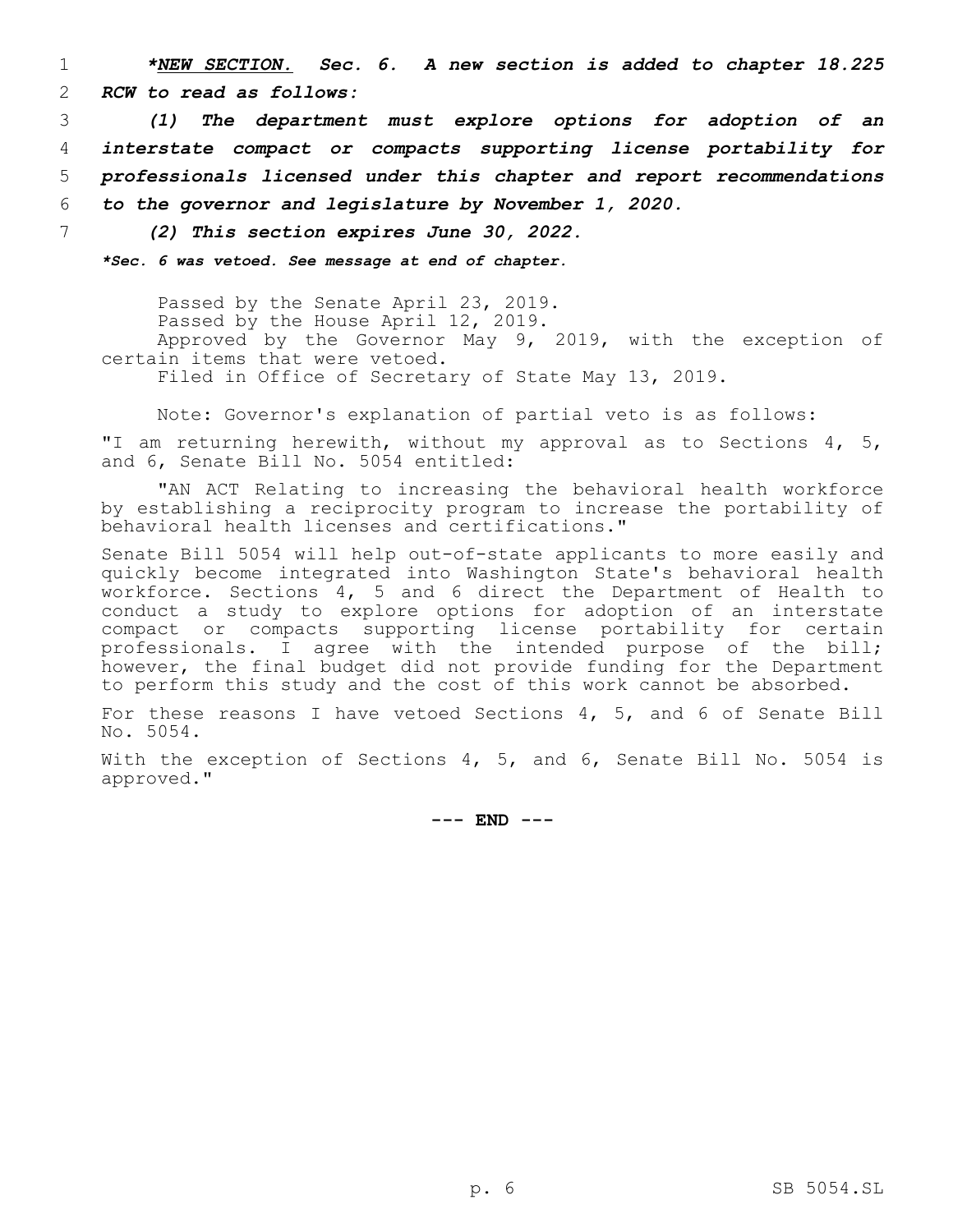***NEW SECTION.*** ***Sec. 6. A new section is added to chapter 18.225 RCW to read as follows:***

***(1) The department must explore options for adoption of an interstate compact or compacts supporting license portability for professionals licensed under this chapter and report recommendations to the governor and legislature by November 1, 2020.***

***(2) This section expires June 30, 2022.***

****Sec. 6 was vetoed. See message at end of chapter.***

Passed by the Senate April 23, 2019.
Passed by the House April 12, 2019.
Approved by the Governor May 9, 2019, with the exception of certain items that were vetoed.
Filed in Office of Secretary of State May 13, 2019.

Note: Governor's explanation of partial veto is as follows:

"I am returning herewith, without my approval as to Sections 4, 5, and 6, Senate Bill No. 5054 entitled:

"AN ACT Relating to increasing the behavioral health workforce by establishing a reciprocity program to increase the portability of behavioral health licenses and certifications."

Senate Bill 5054 will help out-of-state applicants to more easily and quickly become integrated into Washington State's behavioral health workforce. Sections 4, 5 and 6 direct the Department of Health to conduct a study to explore options for adoption of an interstate compact or compacts supporting license portability for certain professionals. I agree with the intended purpose of the bill; however, the final budget did not provide funding for the Department to perform this study and the cost of this work cannot be absorbed.

For these reasons I have vetoed Sections 4, 5, and 6 of Senate Bill No. 5054.

With the exception of Sections 4, 5, and 6, Senate Bill No. 5054 is approved."

**--- END ---**